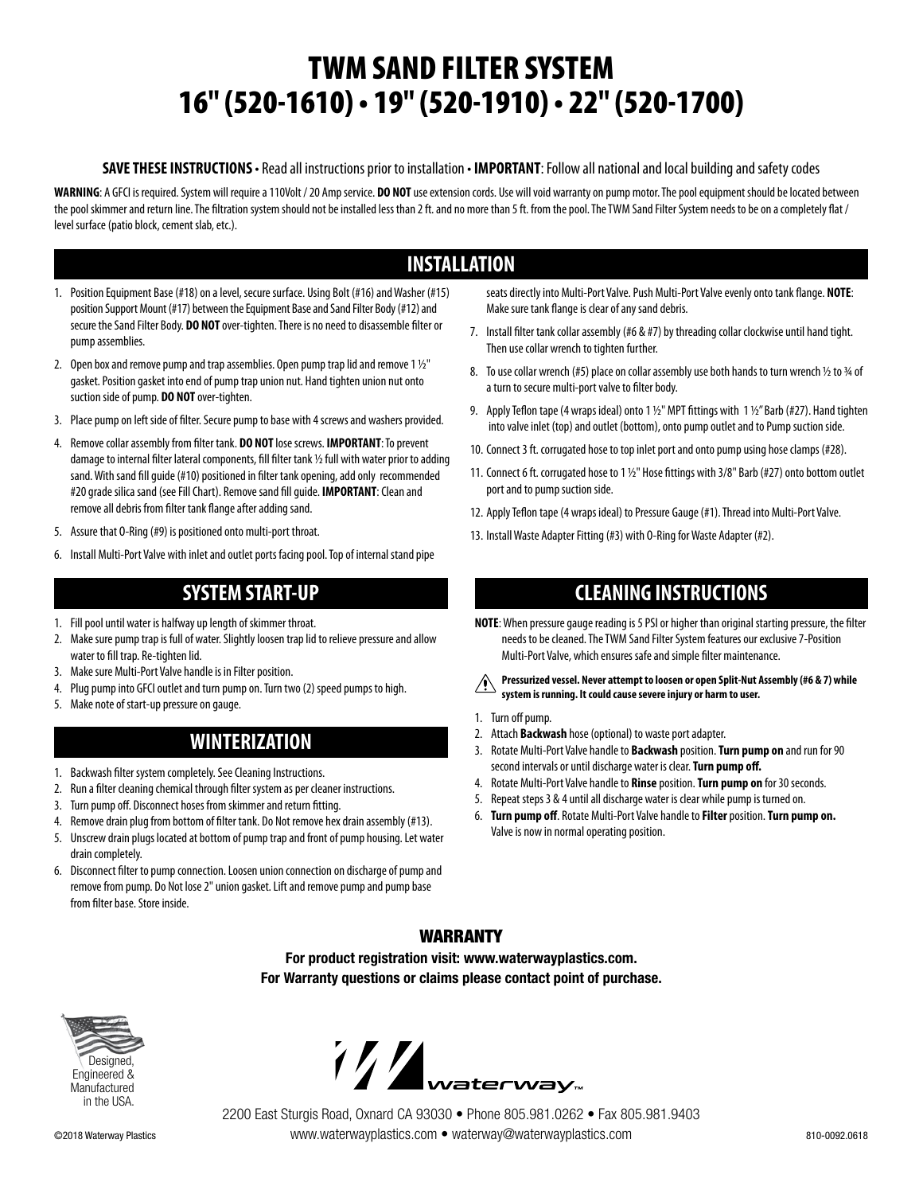# TWM SAND FILTER SYSTEM
# 16" (520-1610) • 19" (520-1910) • 22" (520-1700)

**SAVE THESE INSTRUCTIONS** • Read all instructions prior to installation • **IMPORTANT**: Follow all national and local building and safety codes

**WARNING**: A GFCI is required. System will require a 110Volt / 20 Amp service. **DO NOT** use extension cords. Use will void warranty on pump motor. The pool equipment should be located between the pool skimmer and return line. The filtration system should not be installed less than 2 ft. and no more than 5 ft. from the pool. The TWM Sand Filter System needs to be on a completely flat / level surface (patio block, cement slab, etc.).

## INSTALLATION

1. Position Equipment Base (#18) on a level, secure surface. Using Bolt (#16) and Washer (#15) position Support Mount (#17) between the Equipment Base and Sand Filter Body (#12) and secure the Sand Filter Body. **DO NOT** over-tighten. There is no need to disassemble filter or pump assemblies.
2. Open box and remove pump and trap assemblies. Open pump trap lid and remove 1 ½" gasket. Position gasket into end of pump trap union nut. Hand tighten union nut onto suction side of pump. **DO NOT** over-tighten.
3. Place pump on left side of filter. Secure pump to base with 4 screws and washers provided.
4. Remove collar assembly from filter tank. **DO NOT** lose screws. **IMPORTANT**: To prevent damage to internal filter lateral components, fill filter tank ½ full with water prior to adding sand. With sand fill guide (#10) positioned in filter tank opening, add only recommended #20 grade silica sand (see Fill Chart). Remove sand fill guide. **IMPORTANT**: Clean and remove all debris from filter tank flange after adding sand.
5. Assure that O-Ring (#9) is positioned onto multi-port throat.
6. Install Multi-Port Valve with inlet and outlet ports facing pool. Top of internal stand pipe seats directly into Multi-Port Valve. Push Multi-Port Valve evenly onto tank flange. **NOTE**: Make sure tank flange is clear of any sand debris.
7. Install filter tank collar assembly (#6 & #7) by threading collar clockwise until hand tight. Then use collar wrench to tighten further.
8. To use collar wrench (#5) place on collar assembly use both hands to turn wrench ½ to ¾ of a turn to secure multi-port valve to filter body.
9. Apply Teflon tape (4 wraps ideal) onto 1 ½" MPT fittings with 1 ½" Barb (#27). Hand tighten into valve inlet (top) and outlet (bottom), onto pump outlet and to Pump suction side.
10. Connect 3 ft. corrugated hose to top inlet port and onto pump using hose clamps (#28).
11. Connect 6 ft. corrugated hose to 1 ½" Hose fittings with 3/8" Barb (#27) onto bottom outlet port and to pump suction side.
12. Apply Teflon tape (4 wraps ideal) to Pressure Gauge (#1). Thread into Multi-Port Valve.
13. Install Waste Adapter Fitting (#3) with O-Ring for Waste Adapter (#2).

## SYSTEM START-UP

1. Fill pool until water is halfway up length of skimmer throat.
2. Make sure pump trap is full of water. Slightly loosen trap lid to relieve pressure and allow water to fill trap. Re-tighten lid.
3. Make sure Multi-Port Valve handle is in Filter position.
4. Plug pump into GFCI outlet and turn pump on. Turn two (2) speed pumps to high.
5. Make note of start-up pressure on gauge.

## WINTERIZATION

1. Backwash filter system completely. See Cleaning Instructions.
2. Run a filter cleaning chemical through filter system as per cleaner instructions.
3. Turn pump off. Disconnect hoses from skimmer and return fitting.
4. Remove drain plug from bottom of filter tank. Do Not remove hex drain assembly (#13).
5. Unscrew drain plugs located at bottom of pump trap and front of pump housing. Let water drain completely.
6. Disconnect filter to pump connection. Loosen union connection on discharge of pump and remove from pump. Do Not lose 2" union gasket. Lift and remove pump and pump base from filter base. Store inside.

## CLEANING INSTRUCTIONS

**NOTE**: When pressure gauge reading is 5 PSI or higher than original starting pressure, the filter needs to be cleaned. The TWM Sand Filter System features our exclusive 7-Position Multi-Port Valve, which ensures safe and simple filter maintenance.

⚠ **Pressurized vessel. Never attempt to loosen or open Split-Nut Assembly (#6 & 7) while system is running. It could cause severe injury or harm to user.**

1. Turn off pump.
2. Attach **Backwash** hose (optional) to waste port adapter.
3. Rotate Multi-Port Valve handle to **Backwash** position. **Turn pump on** and run for 90 second intervals or until discharge water is clear. **Turn pump off.**
4. Rotate Multi-Port Valve handle to **Rinse** position. **Turn pump on** for 30 seconds.
5. Repeat steps 3 & 4 until all discharge water is clear while pump is turned on.
6. **Turn pump off**. Rotate Multi-Port Valve handle to **Filter** position. **Turn pump on.** Valve is now in normal operating position.

## WARRANTY

**For product registration visit: www.waterwayplastics.com.**
**For Warranty questions or claims please contact point of purchase.**

Designed, Engineered & Manufactured in the USA.

waterway™

2200 East Sturgis Road, Oxnard CA 93030 • Phone 805.981.0262 • Fax 805.981.9403
www.waterwayplastics.com • waterway@waterwayplastics.com

©2018 Waterway Plastics

810-0092.0618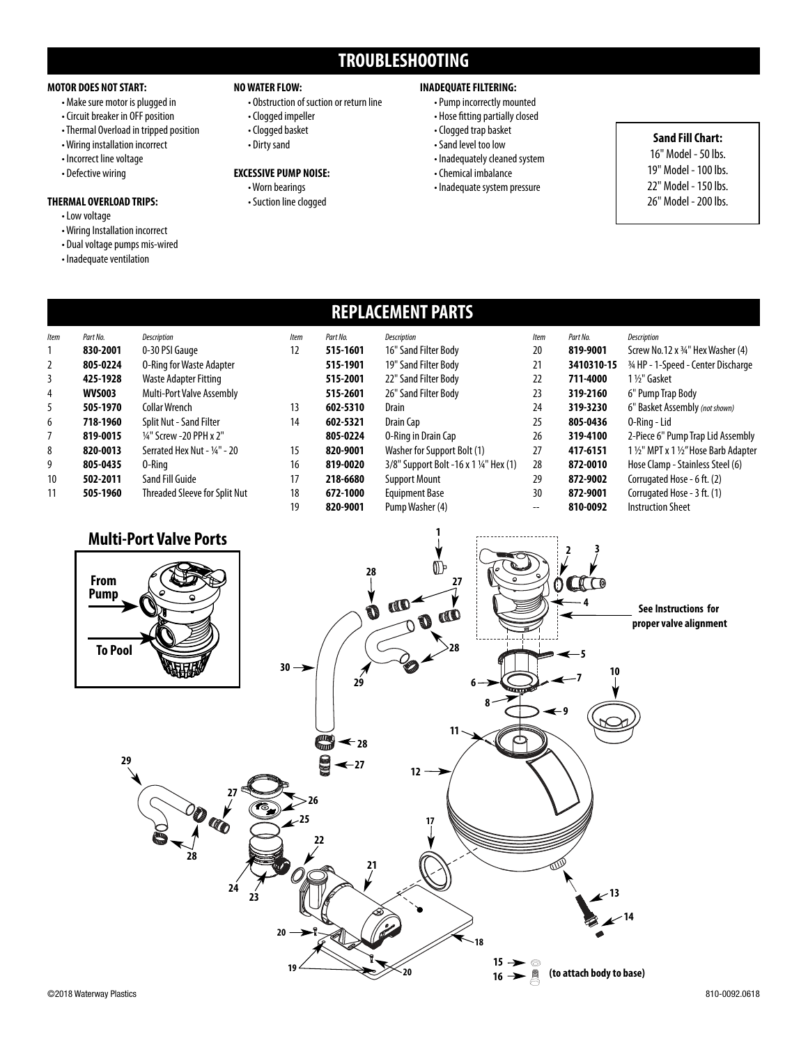## TROUBLESHOOTING

**MOTOR DOES NOT START:**
- Make sure motor is plugged in
- Circuit breaker in OFF position
- Thermal Overload in tripped position
- Wiring installation incorrect
- Incorrect line voltage
- Defective wiring

**THERMAL OVERLOAD TRIPS:**
- Low voltage
- Wiring Installation incorrect
- Dual voltage pumps mis-wired
- Inadequate ventilation

**NO WATER FLOW:**
- Obstruction of suction or return line
- Clogged impeller
- Clogged basket
- Dirty sand

**EXCESSIVE PUMP NOISE:**
- Worn bearings
- Suction line clogged

**INADEQUATE FILTERING:**
- Pump incorrectly mounted
- Hose fitting partially closed
- Clogged trap basket
- Sand level too low
- Inadequately cleaned system
- Chemical imbalance
- Inadequate system pressure

**Sand Fill Chart:**
16" Model - 50 lbs.
19" Model - 100 lbs.
22" Model - 150 lbs.
26" Model - 200 lbs.

## REPLACEMENT PARTS

| Item | Part No. | Description |
|---|---|---|
| 1 | **830-2001** | 0-30 PSI Gauge |
| 2 | **805-0224** | O-Ring for Waste Adapter |
| 3 | **425-1928** | Waste Adapter Fitting |
| 4 | **WVS003** | Multi-Port Valve Assembly |
| 5 | **505-1970** | Collar Wrench |
| 6 | **718-1960** | Split Nut - Sand Filter |
| 7 | **819-0015** | ¼" Screw -20 PPH x 2" |
| 8 | **820-0013** | Serrated Hex Nut - ¼" - 20 |
| 9 | **805-0435** | O-Ring |
| 10 | **502-2011** | Sand Fill Guide |
| 11 | **505-1960** | Threaded Sleeve for Split Nut |
| 12 | **515-1601** | 16" Sand Filter Body |
| | **515-1901** | 19" Sand Filter Body |
| | **515-2001** | 22" Sand Filter Body |
| | **515-2601** | 26" Sand Filter Body |
| 13 | **602-5310** | Drain |
| 14 | **602-5321** | Drain Cap |
| | **805-0224** | O-Ring in Drain Cap |
| 15 | **820-9001** | Washer for Support Bolt (1) |
| 16 | **819-0020** | 3/8" Support Bolt -16 x 1 ¼" Hex (1) |
| 17 | **218-6680** | Support Mount |
| 18 | **672-1000** | Equipment Base |
| 19 | **820-9001** | Pump Washer (4) |
| 20 | **819-9001** | Screw No.12 x ¾" Hex Washer (4) |
| 21 | **3410310-15** | ¾ HP - 1-Speed - Center Discharge |
| 22 | **711-4000** | 1 ½" Gasket |
| 23 | **319-2160** | 6" Pump Trap Body |
| 24 | **319-3230** | 6" Basket Assembly *(not shown)* |
| 25 | **805-0436** | O-Ring - Lid |
| 26 | **319-4100** | 2-Piece 6" Pump Trap Lid Assembly |
| 27 | **417-6151** | 1 ½" MPT x 1 ½" Hose Barb Adapter |
| 28 | **872-0010** | Hose Clamp - Stainless Steel (6) |
| 29 | **872-9002** | Corrugated Hose - 6 ft. (2) |
| 30 | **872-9001** | Corrugated Hose - 3 ft. (1) |
| -- | **810-0092** | Instruction Sheet |

**Multi-Port Valve Ports**

From Pump

To Pool

See Instructions for proper valve alignment

(to attach body to base)

©2018 Waterway Plastics

810-0092.0618